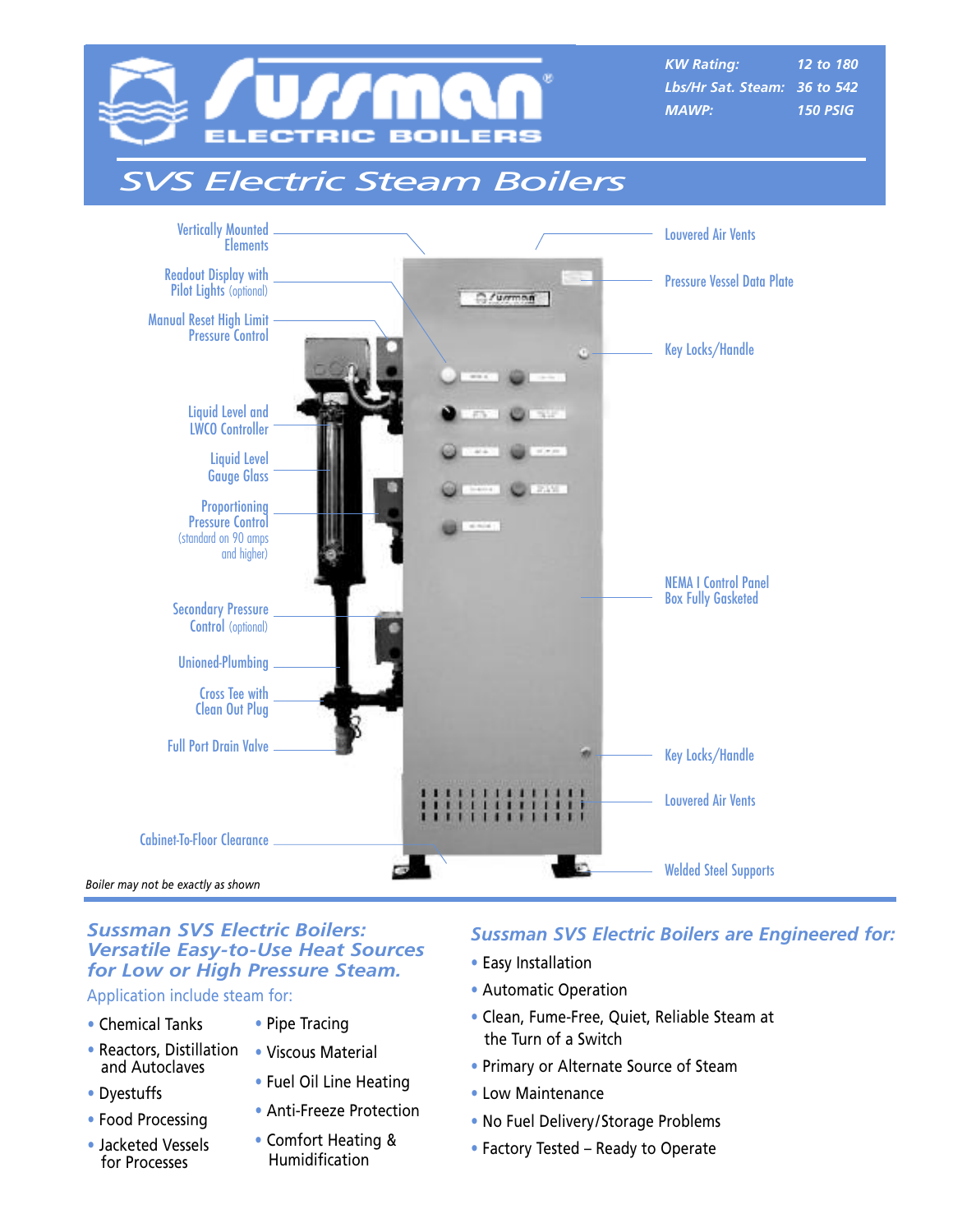# Sussman Electric Boilers

| | |
|---|---|
| *KW Rating:* | *12 to 180* |
| *Lbs/Hr Sat. Steam:* | *36 to 542* |
| *MAWP:* | *150 PSIG* |

## SVS Electric Steam Boilers

Vertically Mounted Elements

Readout Display with Pilot Lights (optional)

Manual Reset High Limit Pressure Control

Liquid Level and LWCO Controller

Liquid Level Gauge Glass

Proportioning Pressure Control (standard on 90 amps and higher)

Secondary Pressure Control (optional)

Unioned-Plumbing

Cross Tee with Clean Out Plug

Full Port Drain Valve

Cabinet-To-Floor Clearance

Louvered Air Vents

Pressure Vessel Data Plate

Key Locks/Handle

NEMA I Control Panel Box Fully Gasketed

Key Locks/Handle

Louvered Air Vents

Welded Steel Supports

*Boiler may not be exactly as shown*

### *Sussman SVS Electric Boilers: Versatile Easy-to-Use Heat Sources for Low or High Pressure Steam.*

Application include steam for:

- Chemical Tanks
- Reactors, Distillation and Autoclaves
- Dyestuffs
- Food Processing
- Jacketed Vessels for Processes
- Pipe Tracing
- Viscous Material
- Fuel Oil Line Heating
- Anti-Freeze Protection
- Comfort Heating & Humidification

### *Sussman SVS Electric Boilers are Engineered for:*

- Easy Installation
- Automatic Operation
- Clean, Fume-Free, Quiet, Reliable Steam at the Turn of a Switch
- Primary or Alternate Source of Steam
- Low Maintenance
- No Fuel Delivery/Storage Problems
- Factory Tested – Ready to Operate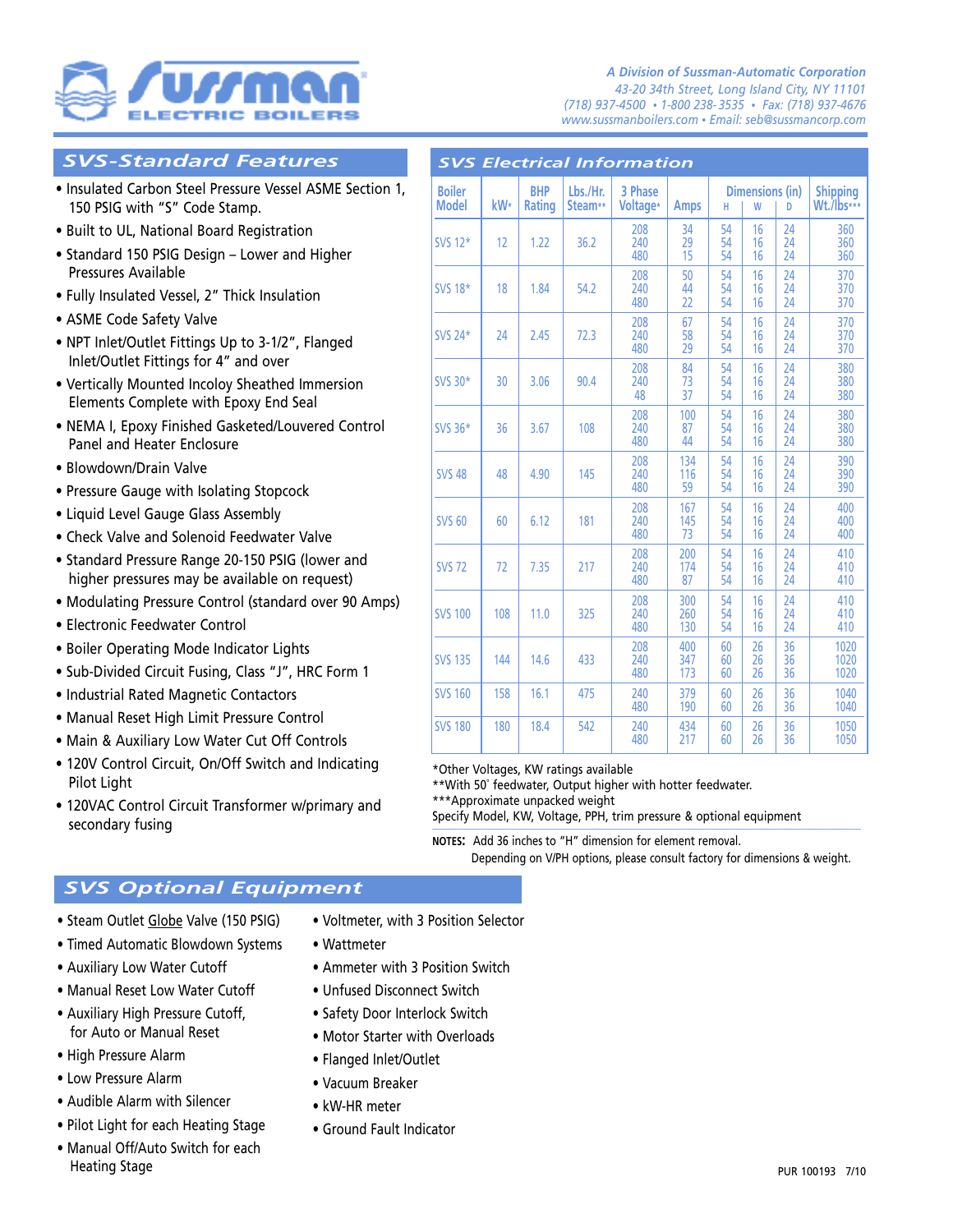Sussman ELECTRIC BOILERS

*A Division of Sussman-Automatic Corporation*
*43-20 34th Street, Long Island City, NY 11101*
*(718) 937-4500 • 1-800 238-3535 • Fax: (718) 937-4676*
*www.sussmanboilers.com • Email: seb@sussmancorp.com*

## SVS-Standard Features

- Insulated Carbon Steel Pressure Vessel ASME Section 1, 150 PSIG with "S" Code Stamp.
- Built to UL, National Board Registration
- Standard 150 PSIG Design – Lower and Higher Pressures Available
- Fully Insulated Vessel, 2" Thick Insulation
- ASME Code Safety Valve
- NPT Inlet/Outlet Fittings Up to 3-1/2", Flanged Inlet/Outlet Fittings for 4" and over
- Vertically Mounted Incoloy Sheathed Immersion Elements Complete with Epoxy End Seal
- NEMA I, Epoxy Finished Gasketed/Louvered Control Panel and Heater Enclosure
- Blowdown/Drain Valve
- Pressure Gauge with Isolating Stopcock
- Liquid Level Gauge Glass Assembly
- Check Valve and Solenoid Feedwater Valve
- Standard Pressure Range 20-150 PSIG (lower and higher pressures may be available on request)
- Modulating Pressure Control (standard over 90 Amps)
- Electronic Feedwater Control
- Boiler Operating Mode Indicator Lights
- Sub-Divided Circuit Fusing, Class "J", HRC Form 1
- Industrial Rated Magnetic Contactors
- Manual Reset High Limit Pressure Control
- Main & Auxiliary Low Water Cut Off Controls
- 120V Control Circuit, On/Off Switch and Indicating Pilot Light
- 120VAC Control Circuit Transformer w/primary and secondary fusing

## SVS Electrical Information

| Boiler Model | kW* | BHP Rating | Lbs./Hr. Steam** | 3 Phase Voltage* | Amps | Dimensions (in) H | W | D | Shipping Wt./lbs*** |
|---|---|---|---|---|---|---|---|---|---|
| SVS 12* | 12 | 1.22 | 36.2 | 208<br>240<br>480 | 34<br>29<br>15 | 54<br>54<br>54 | 16<br>16<br>16 | 24<br>24<br>24 | 360<br>360<br>360 |
| SVS 18* | 18 | 1.84 | 54.2 | 208<br>240<br>480 | 50<br>44<br>22 | 54<br>54<br>54 | 16<br>16<br>16 | 24<br>24<br>24 | 370<br>370<br>370 |
| SVS 24* | 24 | 2.45 | 72.3 | 208<br>240<br>480 | 67<br>58<br>29 | 54<br>54<br>54 | 16<br>16<br>16 | 24<br>24<br>24 | 370<br>370<br>370 |
| SVS 30* | 30 | 3.06 | 90.4 | 208<br>240<br>48 | 84<br>73<br>37 | 54<br>54<br>54 | 16<br>16<br>16 | 24<br>24<br>24 | 380<br>380<br>380 |
| SVS 36* | 36 | 3.67 | 108 | 208<br>240<br>480 | 100<br>87<br>44 | 54<br>54<br>54 | 16<br>16<br>16 | 24<br>24<br>24 | 380<br>380<br>380 |
| SVS 48 | 48 | 4.90 | 145 | 208<br>240<br>480 | 134<br>116<br>59 | 54<br>54<br>54 | 16<br>16<br>16 | 24<br>24<br>24 | 390<br>390<br>390 |
| SVS 60 | 60 | 6.12 | 181 | 208<br>240<br>480 | 167<br>145<br>73 | 54<br>54<br>54 | 16<br>16<br>16 | 24<br>24<br>24 | 400<br>400<br>400 |
| SVS 72 | 72 | 7.35 | 217 | 208<br>240<br>480 | 200<br>174<br>87 | 54<br>54<br>54 | 16<br>16<br>16 | 24<br>24<br>24 | 410<br>410<br>410 |
| SVS 100 | 108 | 11.0 | 325 | 208<br>240<br>480 | 300<br>260<br>130 | 54<br>54<br>54 | 16<br>16<br>16 | 24<br>24<br>24 | 410<br>410<br>410 |
| SVS 135 | 144 | 14.6 | 433 | 208<br>240<br>480 | 400<br>347<br>173 | 60<br>60<br>60 | 26<br>26<br>26 | 36<br>36<br>36 | 1020<br>1020<br>1020 |
| SVS 160 | 158 | 16.1 | 475 | 240<br>480 | 379<br>190 | 60<br>60 | 26<br>26 | 36<br>36 | 1040<br>1040 |
| SVS 180 | 180 | 18.4 | 542 | 240<br>480 | 434<br>217 | 60<br>60 | 26<br>26 | 36<br>36 | 1050<br>1050 |

*Other Voltages, KW ratings available
**With 50° feedwater, Output higher with hotter feedwater.
***Approximate unpacked weight
Specify Model, KW, Voltage, PPH, trim pressure & optional equipment

**NOTES:** Add 36 inches to "H" dimension for element removal.
Depending on V/PH options, please consult factory for dimensions & weight.

## SVS Optional Equipment

- Steam Outlet Globe Valve (150 PSIG)
- Timed Automatic Blowdown Systems
- Auxiliary Low Water Cutoff
- Manual Reset Low Water Cutoff
- Auxiliary High Pressure Cutoff, for Auto or Manual Reset
- High Pressure Alarm
- Low Pressure Alarm
- Audible Alarm with Silencer
- Pilot Light for each Heating Stage
- Manual Off/Auto Switch for each Heating Stage
- Voltmeter, with 3 Position Selector
- Wattmeter
- Ammeter with 3 Position Switch
- Unfused Disconnect Switch
- Safety Door Interlock Switch
- Motor Starter with Overloads
- Flanged Inlet/Outlet
- Vacuum Breaker
- kW-HR meter
- Ground Fault Indicator

PUR 100193 7/10